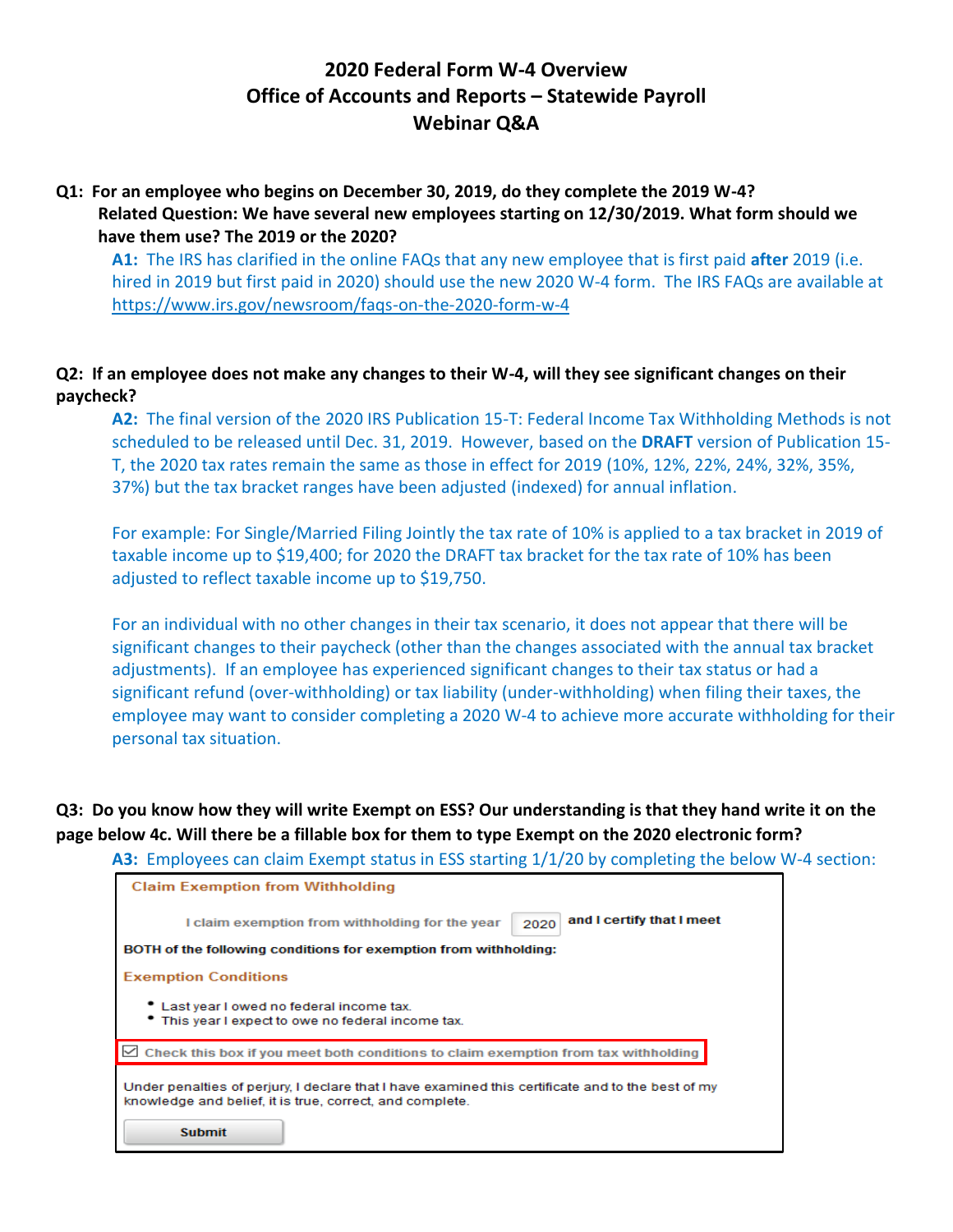# 2020 Federal Form W-4 Overview
## Office of Accounts and Reports – Statewide Payroll
## Webinar Q&A

**Q1: For an employee who begins on December 30, 2019, do they complete the 2019 W-4?**
**Related Question: We have several new employees starting on 12/30/2019. What form should we have them use? The 2019 or the 2020?**

**A1:** The IRS has clarified in the online FAQs that any new employee that is first paid **after** 2019 (i.e. hired in 2019 but first paid in 2020) should use the new 2020 W-4 form. The IRS FAQs are available at https://www.irs.gov/newsroom/faqs-on-the-2020-form-w-4

**Q2: If an employee does not make any changes to their W-4, will they see significant changes on their paycheck?**

**A2:** The final version of the 2020 IRS Publication 15-T: Federal Income Tax Withholding Methods is not scheduled to be released until Dec. 31, 2019. However, based on the **DRAFT** version of Publication 15-T, the 2020 tax rates remain the same as those in effect for 2019 (10%, 12%, 22%, 24%, 32%, 35%, 37%) but the tax bracket ranges have been adjusted (indexed) for annual inflation.

For example: For Single/Married Filing Jointly the tax rate of 10% is applied to a tax bracket in 2019 of taxable income up to $19,400; for 2020 the DRAFT tax bracket for the tax rate of 10% has been adjusted to reflect taxable income up to $19,750.

For an individual with no other changes in their tax scenario, it does not appear that there will be significant changes to their paycheck (other than the changes associated with the annual tax bracket adjustments). If an employee has experienced significant changes to their tax status or had a significant refund (over-withholding) or tax liability (under-withholding) when filing their taxes, the employee may want to consider completing a 2020 W-4 to achieve more accurate withholding for their personal tax situation.

**Q3: Do you know how they will write Exempt on ESS? Our understanding is that they hand write it on the page below 4c. Will there be a fillable box for them to type Exempt on the 2020 electronic form?**

**A3:** Employees can claim Exempt status in ESS starting 1/1/20 by completing the below W-4 section:

**Claim Exemption from Withholding**

I claim exemption from withholding for the year 2020 and I certify that I meet **BOTH of the following conditions for exemption from withholding:**

**Exemption Conditions**

- Last year I owed no federal income tax.
- This year I expect to owe no federal income tax.

☑ Check this box if you meet both conditions to claim exemption from tax withholding

Under penalties of perjury, I declare that I have examined this certificate and to the best of my knowledge and belief, it is true, correct, and complete.

Submit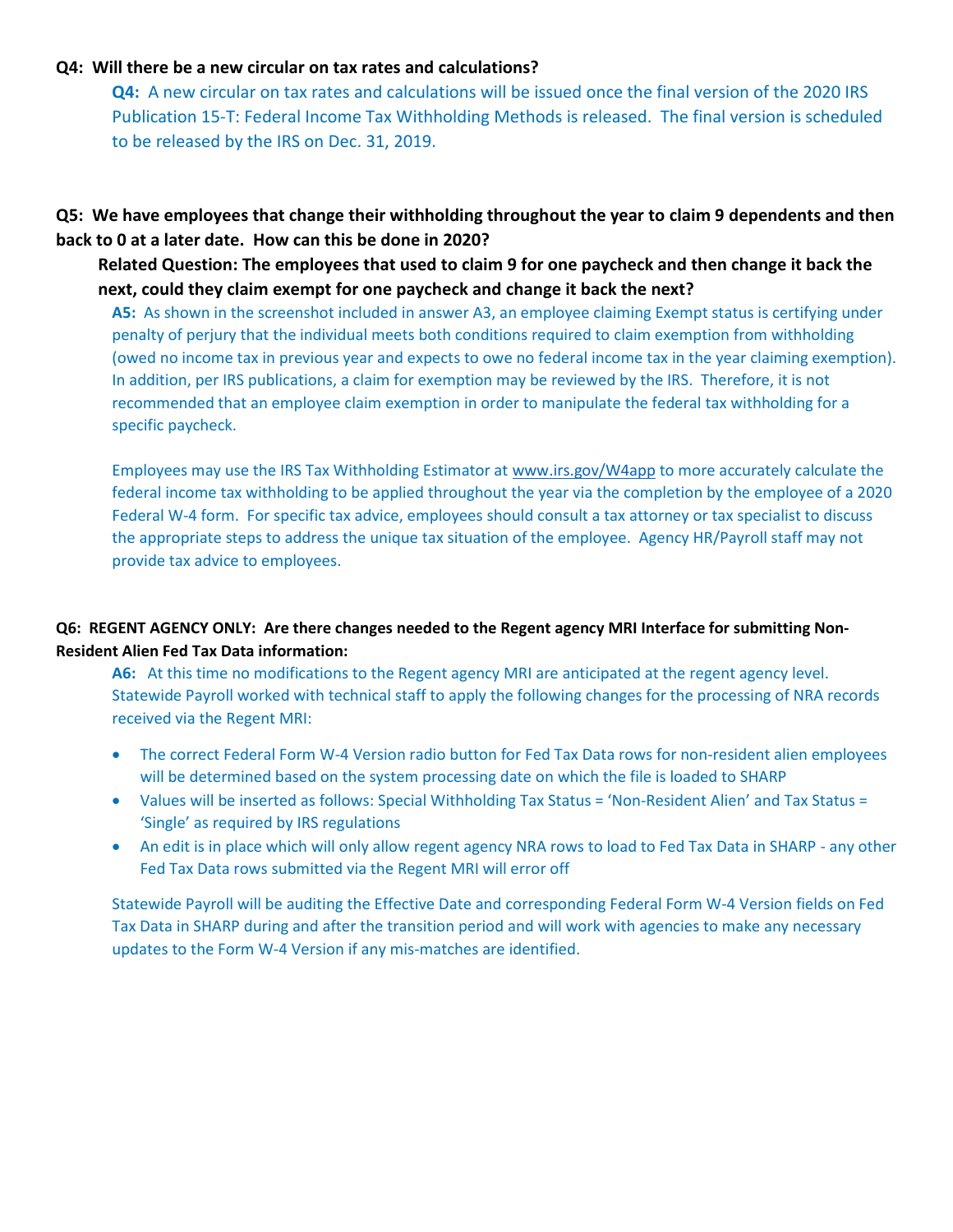**Q4: Will there be a new circular on tax rates and calculations?**

**Q4:** A new circular on tax rates and calculations will be issued once the final version of the 2020 IRS Publication 15-T: Federal Income Tax Withholding Methods is released. The final version is scheduled to be released by the IRS on Dec. 31, 2019.

**Q5: We have employees that change their withholding throughout the year to claim 9 dependents and then back to 0 at a later date. How can this be done in 2020?**

**Related Question: The employees that used to claim 9 for one paycheck and then change it back the next, could they claim exempt for one paycheck and change it back the next?**

**A5:** As shown in the screenshot included in answer A3, an employee claiming Exempt status is certifying under penalty of perjury that the individual meets both conditions required to claim exemption from withholding (owed no income tax in previous year and expects to owe no federal income tax in the year claiming exemption). In addition, per IRS publications, a claim for exemption may be reviewed by the IRS. Therefore, it is not recommended that an employee claim exemption in order to manipulate the federal tax withholding for a specific paycheck.

Employees may use the IRS Tax Withholding Estimator at www.irs.gov/W4app to more accurately calculate the federal income tax withholding to be applied throughout the year via the completion by the employee of a 2020 Federal W-4 form. For specific tax advice, employees should consult a tax attorney or tax specialist to discuss the appropriate steps to address the unique tax situation of the employee. Agency HR/Payroll staff may not provide tax advice to employees.

**Q6: REGENT AGENCY ONLY: Are there changes needed to the Regent agency MRI Interface for submitting Non-Resident Alien Fed Tax Data information:**

**A6:** At this time no modifications to the Regent agency MRI are anticipated at the regent agency level. Statewide Payroll worked with technical staff to apply the following changes for the processing of NRA records received via the Regent MRI:

- The correct Federal Form W-4 Version radio button for Fed Tax Data rows for non-resident alien employees will be determined based on the system processing date on which the file is loaded to SHARP
- Values will be inserted as follows: Special Withholding Tax Status = 'Non-Resident Alien' and Tax Status = 'Single' as required by IRS regulations
- An edit is in place which will only allow regent agency NRA rows to load to Fed Tax Data in SHARP - any other Fed Tax Data rows submitted via the Regent MRI will error off

Statewide Payroll will be auditing the Effective Date and corresponding Federal Form W-4 Version fields on Fed Tax Data in SHARP during and after the transition period and will work with agencies to make any necessary updates to the Form W-4 Version if any mis-matches are identified.